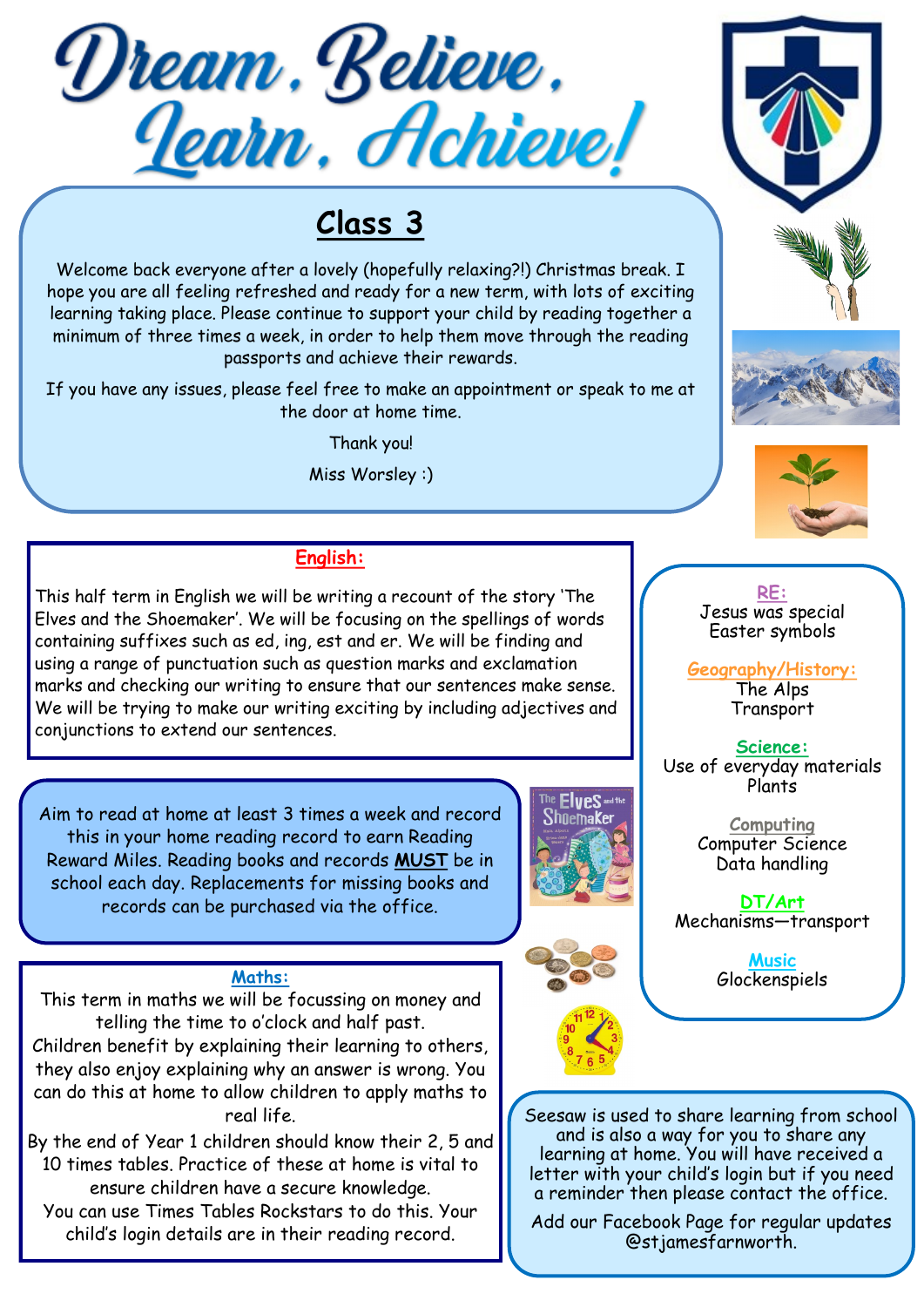# Dream, Believe, Learn, Achieve!

## Class 3

Welcome back everyone after a lovely (hopefully relaxing?!) Christmas break. I hope you are all feeling refreshed and ready for a new term, with lots of exciting learning taking place. Please continue to support your child by reading together a minimum of three times a week, in order to help them move through the reading passports and achieve their rewards.

If you have any issues, please feel free to make an appointment or speak to me at the door at home time.

Thank you!

Miss Worsley :)

### English:

This half term in English we will be writing a recount of the story 'The Elves and the Shoemaker'. We will be focusing on the spellings of words containing suffixes such as ed, ing, est and er. We will be finding and using a range of punctuation such as question marks and exclamation marks and checking our writing to ensure that our sentences make sense. We will be trying to make our writing exciting by including adjectives and conjunctions to extend our sentences.

Aim to read at home at least 3 times a week and record this in your home reading record to earn Reading Reward Miles. Reading books and records **MUST** be in school each day. Replacements for missing books and records can be purchased via the office.

### Maths:

This term in maths we will be focussing on money and telling the time to o'clock and half past.

Children benefit by explaining their learning to others, they also enjoy explaining why an answer is wrong. You can do this at home to allow children to apply maths to real life.

By the end of Year 1 children should know their 2, 5 and 10 times tables. Practice of these at home is vital to ensure children have a secure knowledge.

You can use Times Tables Rockstars to do this. Your child's login details are in their reading record.

### RE:
Jesus was special
Easter symbols

### Geography/History:
The Alps
Transport

### Science:
Use of everyday materials
Plants

### Computing
Computer Science
Data handling

### DT/Art
Mechanisms—transport

### Music
Glockenspiels

Seesaw is used to share learning from school and is also a way for you to share any learning at home. You will have received a letter with your child's login but if you need a reminder then please contact the office.

Add our Facebook Page for regular updates @stjamesfarnworth.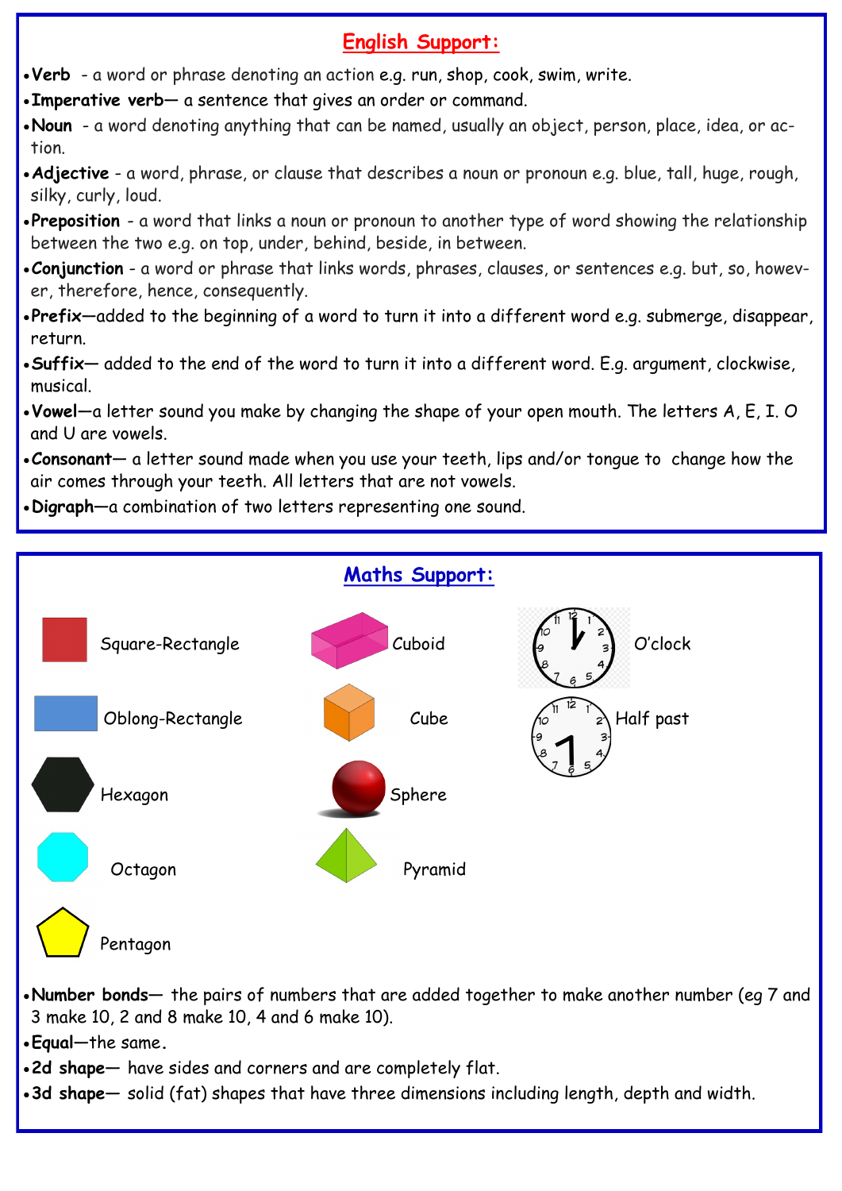## English Support:

- **Verb** - a word or phrase denoting an action e.g. run, shop, cook, swim, write.
- **Imperative verb**— a sentence that gives an order or command.
- **Noun** - a word denoting anything that can be named, usually an object, person, place, idea, or action.
- **Adjective** - a word, phrase, or clause that describes a noun or pronoun e.g. blue, tall, huge, rough, silky, curly, loud.
- **Preposition** - a word that links a noun or pronoun to another type of word showing the relationship between the two e.g. on top, under, behind, beside, in between.
- **Conjunction** - a word or phrase that links words, phrases, clauses, or sentences e.g. but, so, however, therefore, hence, consequently.
- **Prefix**—added to the beginning of a word to turn it into a different word e.g. submerge, disappear, return.
- **Suffix**— added to the end of the word to turn it into a different word. E.g. argument, clockwise, musical.
- **Vowel**—a letter sound you make by changing the shape of your open mouth. The letters A, E, I. O and U are vowels.
- **Consonant**— a letter sound made when you use your teeth, lips and/or tongue to change how the air comes through your teeth. All letters that are not vowels.
- **Digraph**—a combination of two letters representing one sound.

## Maths Support:

Square-Rectangle

Oblong-Rectangle

Hexagon

Octagon

Pentagon

Cuboid

Cube

Sphere

Pyramid

O'clock

Half past

- **Number bonds**— the pairs of numbers that are added together to make another number (eg 7 and 3 make 10, 2 and 8 make 10, 4 and 6 make 10).
- **Equal**—the same.
- **2d shape**— have sides and corners and are completely flat.
- **3d shape**— solid (fat) shapes that have three dimensions including length, depth and width.